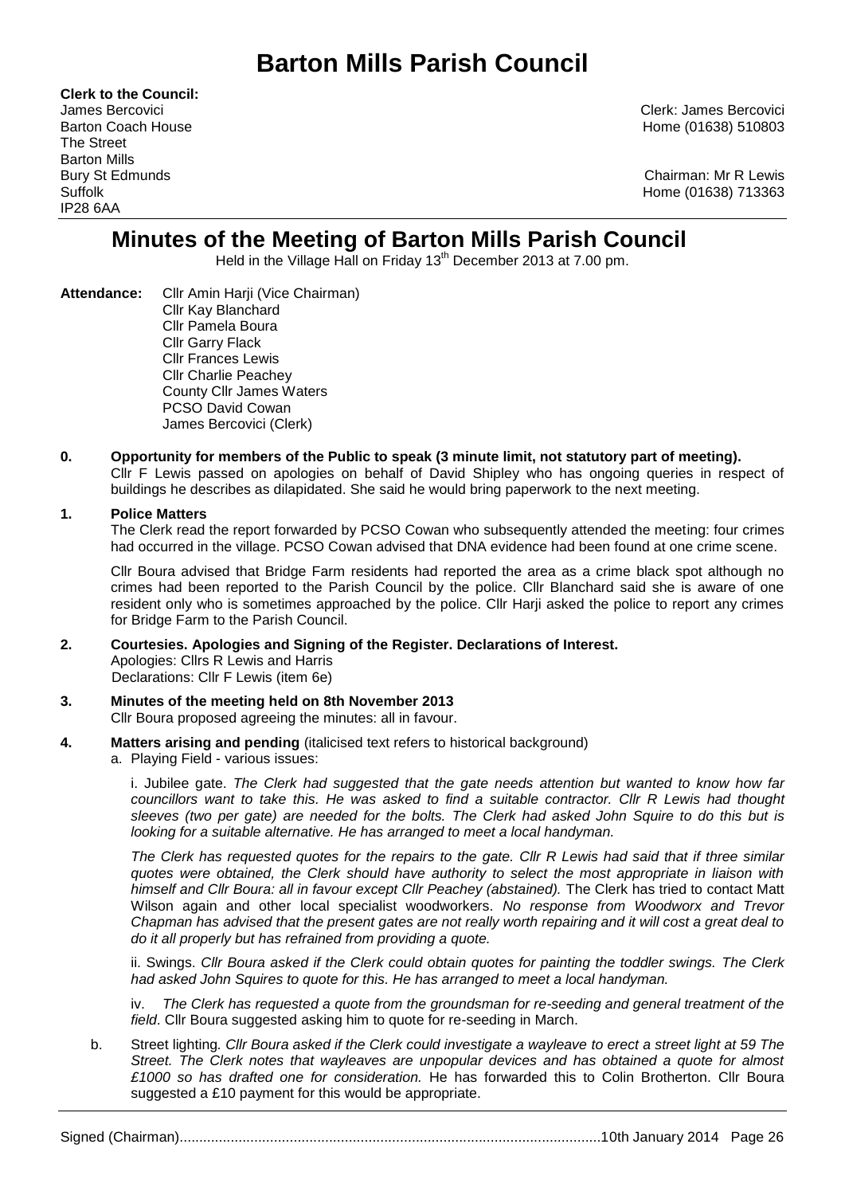# Barton Mills Parish Council

**Clerk to the Council:**
James Bercovici
Barton Coach House
The Street
Barton Mills
Bury St Edmunds
Suffolk
IP28 6AA

Clerk: James Bercovici
Home (01638) 510803

Chairman: Mr R Lewis
Home (01638) 713363

## Minutes of the Meeting of Barton Mills Parish Council

Held in the Village Hall on Friday 13th December 2013 at 7.00 pm.

**Attendance:** Cllr Amin Harji (Vice Chairman)
Cllr Kay Blanchard
Cllr Pamela Boura
Cllr Garry Flack
Cllr Frances Lewis
Cllr Charlie Peachey
County Cllr James Waters
PCSO David Cowan
James Bercovici (Clerk)

**0. Opportunity for members of the Public to speak (3 minute limit, not statutory part of meeting).**

Cllr F Lewis passed on apologies on behalf of David Shipley who has ongoing queries in respect of buildings he describes as dilapidated. She said he would bring paperwork to the next meeting.

**1. Police Matters**

The Clerk read the report forwarded by PCSO Cowan who subsequently attended the meeting: four crimes had occurred in the village. PCSO Cowan advised that DNA evidence had been found at one crime scene.

Cllr Boura advised that Bridge Farm residents had reported the area as a crime black spot although no crimes had been reported to the Parish Council by the police. Cllr Blanchard said she is aware of one resident only who is sometimes approached by the police. Cllr Harji asked the police to report any crimes for Bridge Farm to the Parish Council.

**2. Courtesies. Apologies and Signing of the Register. Declarations of Interest.**

Apologies: Cllrs R Lewis and Harris
Declarations: Cllr F Lewis (item 6e)

**3. Minutes of the meeting held on 8th November 2013**

Cllr Boura proposed agreeing the minutes: all in favour.

**4. Matters arising and pending** (italicised text refers to historical background)

a. Playing Field - various issues:

i. Jubilee gate. *The Clerk had suggested that the gate needs attention but wanted to know how far councillors want to take this. He was asked to find a suitable contractor. Cllr R Lewis had thought sleeves (two per gate) are needed for the bolts. The Clerk had asked John Squire to do this but is looking for a suitable alternative. He has arranged to meet a local handyman.*

*The Clerk has requested quotes for the repairs to the gate. Cllr R Lewis had said that if three similar quotes were obtained, the Clerk should have authority to select the most appropriate in liaison with himself and Cllr Boura: all in favour except Cllr Peachey (abstained).* The Clerk has tried to contact Matt Wilson again and other local specialist woodworkers. *No response from Woodworx and Trevor Chapman has advised that the present gates are not really worth repairing and it will cost a great deal to do it all properly but has refrained from providing a quote.*

ii. Swings. *Cllr Boura asked if the Clerk could obtain quotes for painting the toddler swings. The Clerk had asked John Squires to quote for this. He has arranged to meet a local handyman.*

iv. *The Clerk has requested a quote from the groundsman for re-seeding and general treatment of the field.* Cllr Boura suggested asking him to quote for re-seeding in March.

b. Street lighting. *Cllr Boura asked if the Clerk could investigate a wayleave to erect a street light at 59 The Street. The Clerk notes that wayleaves are unpopular devices and has obtained a quote for almost £1000 so has drafted one for consideration.* He has forwarded this to Colin Brotherton. Cllr Boura suggested a £10 payment for this would be appropriate.

Signed (Chairman)..........................................................................................................10th January 2014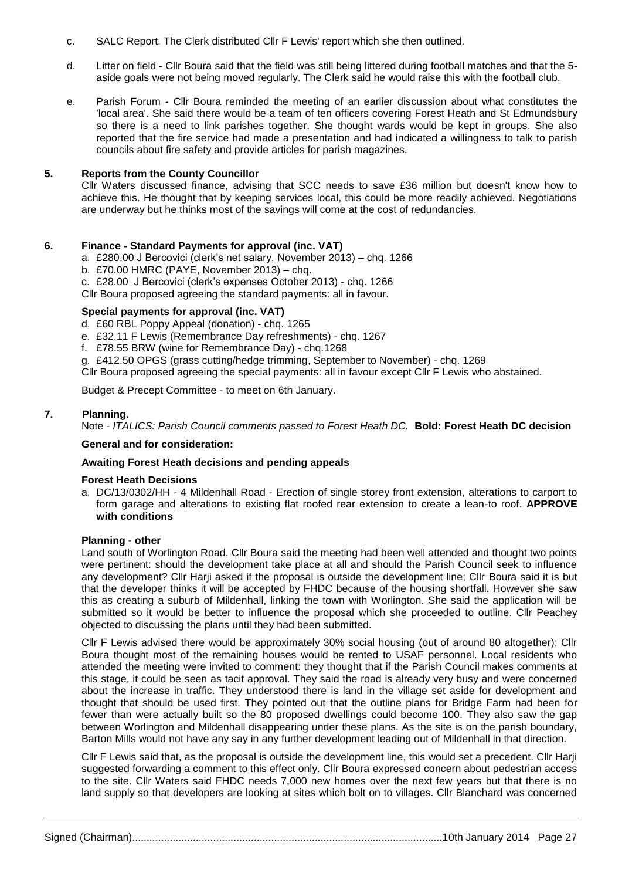c. SALC Report. The Clerk distributed Cllr F Lewis' report which she then outlined.

d. Litter on field - Cllr Boura said that the field was still being littered during football matches and that the 5-aside goals were not being moved regularly. The Clerk said he would raise this with the football club.

e. Parish Forum - Cllr Boura reminded the meeting of an earlier discussion about what constitutes the 'local area'. She said there would be a team of ten officers covering Forest Heath and St Edmundsbury so there is a need to link parishes together. She thought wards would be kept in groups. She also reported that the fire service had made a presentation and had indicated a willingness to talk to parish councils about fire safety and provide articles for parish magazines.

## 5. Reports from the County Councillor

Cllr Waters discussed finance, advising that SCC needs to save £36 million but doesn't know how to achieve this. He thought that by keeping services local, this could be more readily achieved. Negotiations are underway but he thinks most of the savings will come at the cost of redundancies.

## 6. Finance - Standard Payments for approval (inc. VAT)

a. £280.00 J Bercovici (clerk's net salary, November 2013) – chq. 1266
b. £70.00 HMRC (PAYE, November 2013) – chq.
c. £28.00 J Bercovici (clerk's expenses October 2013) - chq. 1266

Cllr Boura proposed agreeing the standard payments: all in favour.

### Special payments for approval (inc. VAT)

d. £60 RBL Poppy Appeal (donation) - chq. 1265
e. £32.11 F Lewis (Remembrance Day refreshments) - chq. 1267
f. £78.55 BRW (wine for Remembrance Day) - chq.1268
g. £412.50 OPGS (grass cutting/hedge trimming, September to November) - chq. 1269

Cllr Boura proposed agreeing the special payments: all in favour except Cllr F Lewis who abstained.

Budget & Precept Committee - to meet on 6th January.

## 7. Planning.

Note - *ITALICS: Parish Council comments passed to Forest Heath DC.* **Bold: Forest Heath DC decision**

**General and for consideration:**

**Awaiting Forest Heath decisions and pending appeals**

**Forest Heath Decisions**

a. DC/13/0302/HH - 4 Mildenhall Road - Erection of single storey front extension, alterations to carport to form garage and alterations to existing flat roofed rear extension to create a lean-to roof. **APPROVE with conditions**

**Planning - other**

Land south of Worlington Road. Cllr Boura said the meeting had been well attended and thought two points were pertinent: should the development take place at all and should the Parish Council seek to influence any development? Cllr Harji asked if the proposal is outside the development line; Cllr Boura said it is but that the developer thinks it will be accepted by FHDC because of the housing shortfall. However she saw this as creating a suburb of Mildenhall, linking the town with Worlington. She said the application will be submitted so it would be better to influence the proposal which she proceeded to outline. Cllr Peachey objected to discussing the plans until they had been submitted.

Cllr F Lewis advised there would be approximately 30% social housing (out of around 80 altogether); Cllr Boura thought most of the remaining houses would be rented to USAF personnel. Local residents who attended the meeting were invited to comment: they thought that if the Parish Council makes comments at this stage, it could be seen as tacit approval. They said the road is already very busy and were concerned about the increase in traffic. They understood there is land in the village set aside for development and thought that should be used first. They pointed out that the outline plans for Bridge Farm had been for fewer than were actually built so the 80 proposed dwellings could become 100. They also saw the gap between Worlington and Mildenhall disappearing under these plans. As the site is on the parish boundary, Barton Mills would not have any say in any further development leading out of Mildenhall in that direction.

Cllr F Lewis said that, as the proposal is outside the development line, this would set a precedent. Cllr Harji suggested forwarding a comment to this effect only. Cllr Boura expressed concern about pedestrian access to the site. Cllr Waters said FHDC needs 7,000 new homes over the next few years but that there is no land supply so that developers are looking at sites which bolt on to villages. Cllr Blanchard was concerned

Signed (Chairman)..........................................................................................................10th January 2014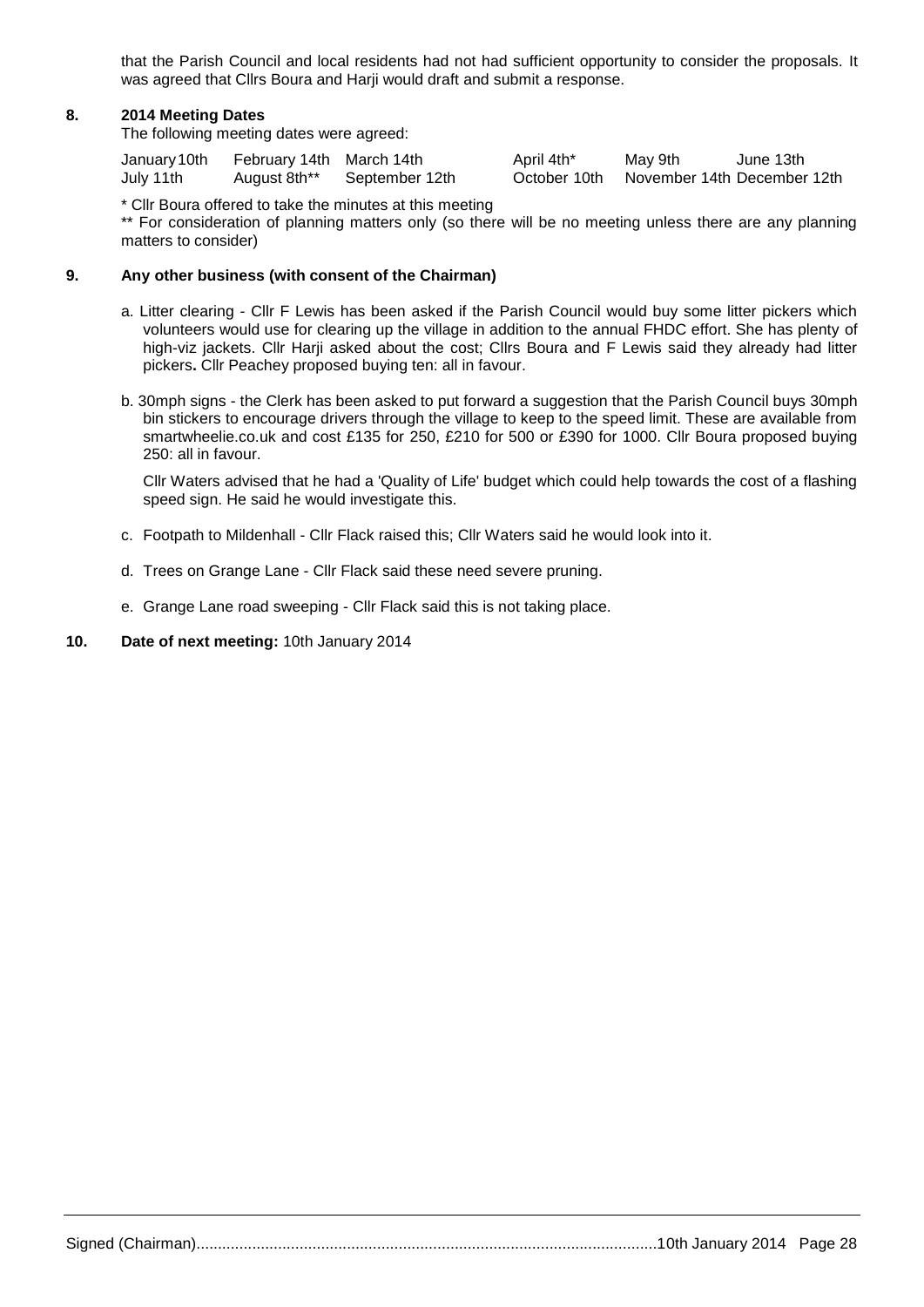that the Parish Council and local residents had not had sufficient opportunity to consider the proposals. It was agreed that Cllrs Boura and Harji would draft and submit a response.

**8. 2014 Meeting Dates**

The following meeting dates were agreed:

| | | | | | |
|---|---|---|---|---|---|
| January 10th | February 14th | March 14th | April 4th* | May 9th | June 13th |
| July 11th | August 8th** | September 12th | October 10th | November 14th | December 12th |

\* Cllr Boura offered to take the minutes at this meeting

\*\* For consideration of planning matters only (so there will be no meeting unless there are any planning matters to consider)

**9. Any other business (with consent of the Chairman)**

a. Litter clearing - Cllr F Lewis has been asked if the Parish Council would buy some litter pickers which volunteers would use for clearing up the village in addition to the annual FHDC effort. She has plenty of high-viz jackets. Cllr Harji asked about the cost; Cllrs Boura and F Lewis said they already had litter pickers**.** Cllr Peachey proposed buying ten: all in favour.

b. 30mph signs - the Clerk has been asked to put forward a suggestion that the Parish Council buys 30mph bin stickers to encourage drivers through the village to keep to the speed limit. These are available from smartwheelie.co.uk and cost £135 for 250, £210 for 500 or £390 for 1000. Cllr Boura proposed buying 250: all in favour.

Cllr Waters advised that he had a 'Quality of Life' budget which could help towards the cost of a flashing speed sign. He said he would investigate this.

c. Footpath to Mildenhall - Cllr Flack raised this; Cllr Waters said he would look into it.

d. Trees on Grange Lane - Cllr Flack said these need severe pruning.

e. Grange Lane road sweeping - Cllr Flack said this is not taking place.

**10. Date of next meeting:** 10th January 2014

Signed (Chairman)..........................................................................................................10th January 2014